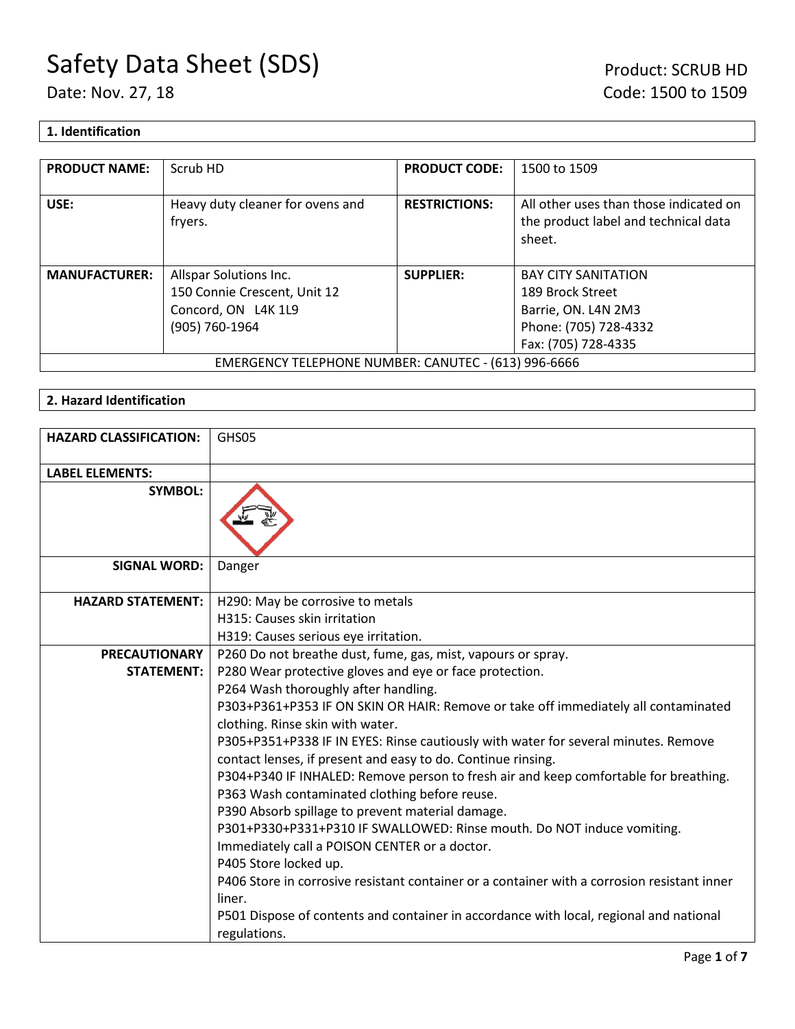# Safety Data Sheet (SDS)

Date: Nov. 27, 18

Product: SCRUB HD
Code: 1500 to 1509

## 1. Identification

| PRODUCT NAME: | Scrub HD | PRODUCT CODE: | 1500 to 1509 |
|---|---|---|---|
| USE: | Heavy duty cleaner for ovens and fryers. | RESTRICTIONS: | All other uses than those indicated on the product label and technical data sheet. |
| MANUFACTURER: | Allspar Solutions Inc.<br>150 Connie Crescent, Unit 12<br>Concord, ON L4K 1L9<br>(905) 760-1964 | SUPPLIER: | BAY CITY SANITATION<br>189 Brock Street<br>Barrie, ON. L4N 2M3<br>Phone: (705) 728-4332<br>Fax: (705) 728-4335 |
| EMERGENCY TELEPHONE NUMBER: CANUTEC - (613) 996-6666 | | | |

## 2. Hazard Identification

| HAZARD CLASSIFICATION: | GHS05 |
|---|---|
| LABEL ELEMENTS: | |
| SYMBOL: | |
| SIGNAL WORD: | Danger |
| HAZARD STATEMENT: | H290: May be corrosive to metals<br>H315: Causes skin irritation<br>H319: Causes serious eye irritation. |
| PRECAUTIONARY STATEMENT: | P260 Do not breathe dust, fume, gas, mist, vapours or spray.<br>P280 Wear protective gloves and eye or face protection.<br>P264 Wash thoroughly after handling.<br>P303+P361+P353 IF ON SKIN OR HAIR: Remove or take off immediately all contaminated clothing. Rinse skin with water.<br>P305+P351+P338 IF IN EYES: Rinse cautiously with water for several minutes. Remove contact lenses, if present and easy to do. Continue rinsing.<br>P304+P340 IF INHALED: Remove person to fresh air and keep comfortable for breathing.<br>P363 Wash contaminated clothing before reuse.<br>P390 Absorb spillage to prevent material damage.<br>P301+P330+P331+P310 IF SWALLOWED: Rinse mouth. Do NOT induce vomiting. Immediately call a POISON CENTER or a doctor.<br>P405 Store locked up.<br>P406 Store in corrosive resistant container or a container with a corrosion resistant inner liner.<br>P501 Dispose of contents and container in accordance with local, regional and national regulations. |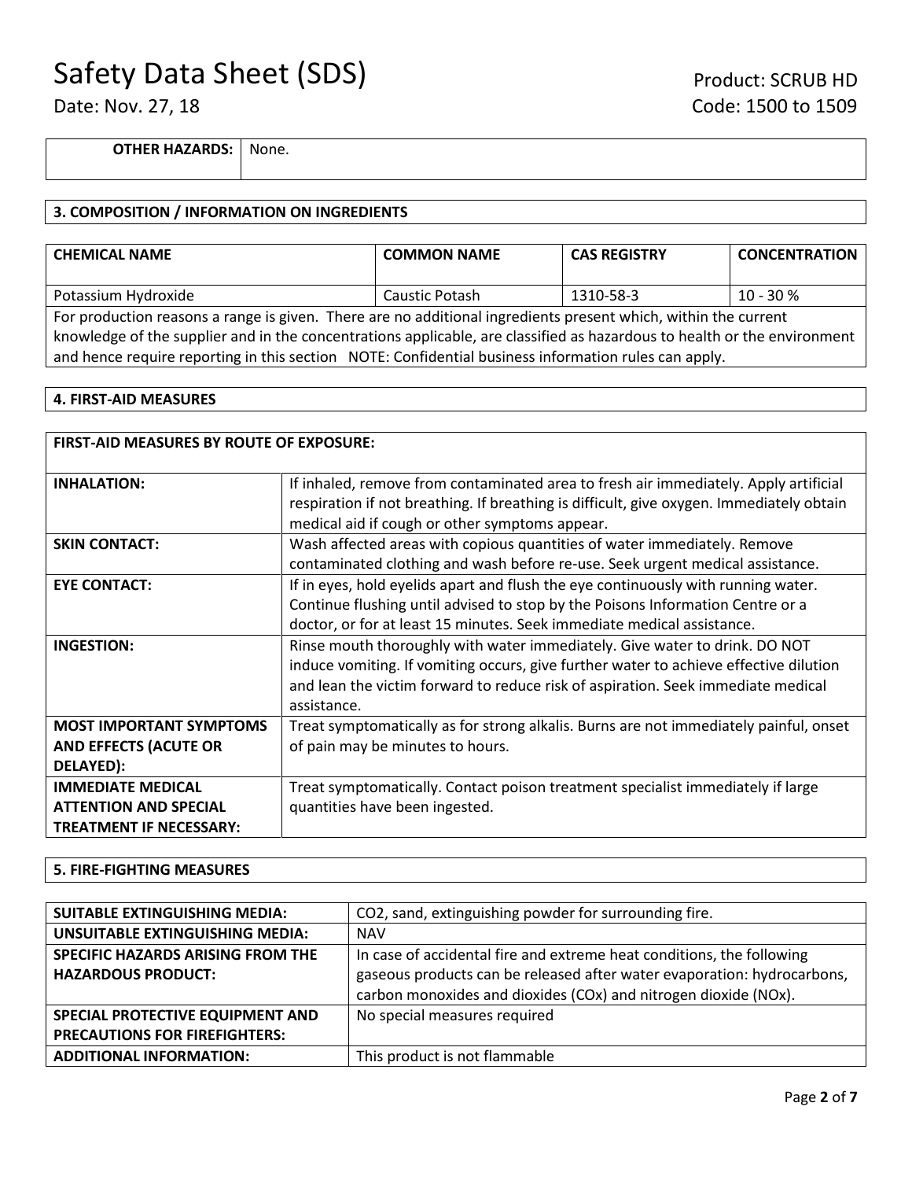| **OTHER HAZARDS:** | None. |
|---|---|

## 3. COMPOSITION / INFORMATION ON INGREDIENTS

| CHEMICAL NAME | COMMON NAME | CAS REGISTRY | CONCENTRATION |
|---|---|---|---|
| Potassium Hydroxide | Caustic Potash | 1310-58-3 | 10 - 30 % |

For production reasons a range is given. There are no additional ingredients present which, within the current knowledge of the supplier and in the concentrations applicable, are classified as hazardous to health or the environment and hence require reporting in this section NOTE: Confidential business information rules can apply.

## 4. FIRST-AID MEASURES

| FIRST-AID MEASURES BY ROUTE OF EXPOSURE: | |
|---|---|
| **INHALATION:** | If inhaled, remove from contaminated area to fresh air immediately. Apply artificial respiration if not breathing. If breathing is difficult, give oxygen. Immediately obtain medical aid if cough or other symptoms appear. |
| **SKIN CONTACT:** | Wash affected areas with copious quantities of water immediately. Remove contaminated clothing and wash before re-use. Seek urgent medical assistance. |
| **EYE CONTACT:** | If in eyes, hold eyelids apart and flush the eye continuously with running water. Continue flushing until advised to stop by the Poisons Information Centre or a doctor, or for at least 15 minutes. Seek immediate medical assistance. |
| **INGESTION:** | Rinse mouth thoroughly with water immediately. Give water to drink. DO NOT induce vomiting. If vomiting occurs, give further water to achieve effective dilution and lean the victim forward to reduce risk of aspiration. Seek immediate medical assistance. |
| **MOST IMPORTANT SYMPTOMS AND EFFECTS (ACUTE OR DELAYED):** | Treat symptomatically as for strong alkalis. Burns are not immediately painful, onset of pain may be minutes to hours. |
| **IMMEDIATE MEDICAL ATTENTION AND SPECIAL TREATMENT IF NECESSARY:** | Treat symptomatically. Contact poison treatment specialist immediately if large quantities have been ingested. |

## 5. FIRE-FIGHTING MEASURES

| | |
|---|---|
| **SUITABLE EXTINGUISHING MEDIA:** | $CO_2$, sand, extinguishing powder for surrounding fire. |
| **UNSUITABLE EXTINGUISHING MEDIA:** | NAV |
| **SPECIFIC HAZARDS ARISING FROM THE HAZARDOUS PRODUCT:** | In case of accidental fire and extreme heat conditions, the following gaseous products can be released after water evaporation: hydrocarbons, carbon monoxides and dioxides ($CO_x$) and nitrogen dioxide ($NO_x$). |
| **SPECIAL PROTECTIVE EQUIPMENT AND PRECAUTIONS FOR FIREFIGHTERS:** | No special measures required |
| **ADDITIONAL INFORMATION:** | This product is not flammable |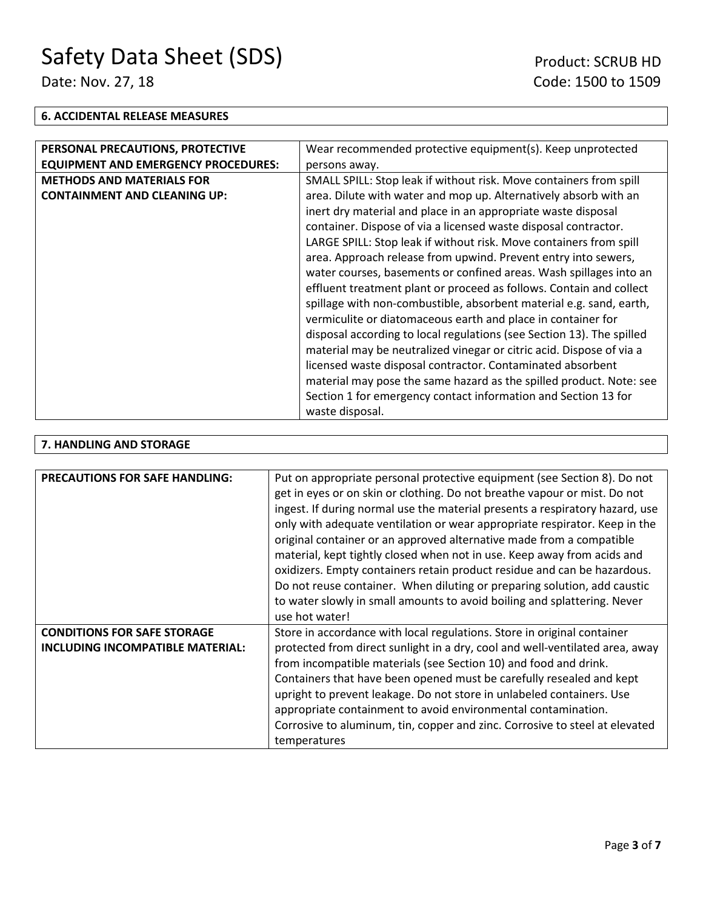## 6. ACCIDENTAL RELEASE MEASURES

| | |
|---|---|
| **PERSONAL PRECAUTIONS, PROTECTIVE EQUIPMENT AND EMERGENCY PROCEDURES:** | Wear recommended protective equipment(s). Keep unprotected persons away. |
| **METHODS AND MATERIALS FOR CONTAINMENT AND CLEANING UP:** | SMALL SPILL: Stop leak if without risk. Move containers from spill area. Dilute with water and mop up. Alternatively absorb with an inert dry material and place in an appropriate waste disposal container. Dispose of via a licensed waste disposal contractor. LARGE SPILL: Stop leak if without risk. Move containers from spill area. Approach release from upwind. Prevent entry into sewers, water courses, basements or confined areas. Wash spillages into an effluent treatment plant or proceed as follows. Contain and collect spillage with non-combustible, absorbent material e.g. sand, earth, vermiculite or diatomaceous earth and place in container for disposal according to local regulations (see Section 13). The spilled material may be neutralized vinegar or citric acid. Dispose of via a licensed waste disposal contractor. Contaminated absorbent material may pose the same hazard as the spilled product. Note: see Section 1 for emergency contact information and Section 13 for waste disposal. |

## 7. HANDLING AND STORAGE

| | |
|---|---|
| **PRECAUTIONS FOR SAFE HANDLING:** | Put on appropriate personal protective equipment (see Section 8). Do not get in eyes or on skin or clothing. Do not breathe vapour or mist. Do not ingest. If during normal use the material presents a respiratory hazard, use only with adequate ventilation or wear appropriate respirator. Keep in the original container or an approved alternative made from a compatible material, kept tightly closed when not in use. Keep away from acids and oxidizers. Empty containers retain product residue and can be hazardous. Do not reuse container. When diluting or preparing solution, add caustic to water slowly in small amounts to avoid boiling and splattering. Never use hot water! |
| **CONDITIONS FOR SAFE STORAGE INCLUDING INCOMPATIBLE MATERIAL:** | Store in accordance with local regulations. Store in original container protected from direct sunlight in a dry, cool and well-ventilated area, away from incompatible materials (see Section 10) and food and drink. Containers that have been opened must be carefully resealed and kept upright to prevent leakage. Do not store in unlabeled containers. Use appropriate containment to avoid environmental contamination. Corrosive to aluminum, tin, copper and zinc. Corrosive to steel at elevated temperatures |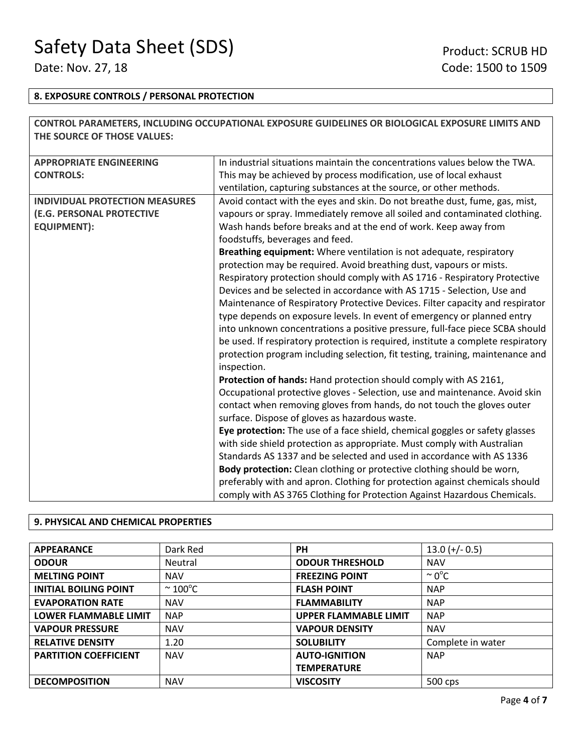## 8. EXPOSURE CONTROLS / PERSONAL PROTECTION

**CONTROL PARAMETERS, INCLUDING OCCUPATIONAL EXPOSURE GUIDELINES OR BIOLOGICAL EXPOSURE LIMITS AND THE SOURCE OF THOSE VALUES:**

| | |
|---|---|
| **APPROPRIATE ENGINEERING CONTROLS:** | In industrial situations maintain the concentrations values below the TWA. This may be achieved by process modification, use of local exhaust ventilation, capturing substances at the source, or other methods. |
| **INDIVIDUAL PROTECTION MEASURES (E.G. PERSONAL PROTECTIVE EQUIPMENT):** | Avoid contact with the eyes and skin. Do not breathe dust, fume, gas, mist, vapours or spray. Immediately remove all soiled and contaminated clothing. Wash hands before breaks and at the end of work. Keep away from foodstuffs, beverages and feed.<br>**Breathing equipment:** Where ventilation is not adequate, respiratory protection may be required. Avoid breathing dust, vapours or mists. Respiratory protection should comply with AS 1716 - Respiratory Protective Devices and be selected in accordance with AS 1715 - Selection, Use and Maintenance of Respiratory Protective Devices. Filter capacity and respirator type depends on exposure levels. In event of emergency or planned entry into unknown concentrations a positive pressure, full-face piece SCBA should be used. If respiratory protection is required, institute a complete respiratory protection program including selection, fit testing, training, maintenance and inspection.<br>**Protection of hands:** Hand protection should comply with AS 2161, Occupational protective gloves - Selection, use and maintenance. Avoid skin contact when removing gloves from hands, do not touch the gloves outer surface. Dispose of gloves as hazardous waste.<br>**Eye protection:** The use of a face shield, chemical goggles or safety glasses with side shield protection as appropriate. Must comply with Australian Standards AS 1337 and be selected and used in accordance with AS 1336<br>**Body protection:** Clean clothing or protective clothing should be worn, preferably with and apron. Clothing for protection against chemicals should comply with AS 3765 Clothing for Protection Against Hazardous Chemicals. |

## 9. PHYSICAL AND CHEMICAL PROPERTIES

| | | | |
|---|---|---|---|
| **APPEARANCE** | Dark Red | **PH** | 13.0 (+/- 0.5) |
| **ODOUR** | Neutral | **ODOUR THRESHOLD** | NAV |
| **MELTING POINT** | NAV | **FREEZING POINT** | ~ 0°C |
| **INITIAL BOILING POINT** | ~ 100°C | **FLASH POINT** | NAP |
| **EVAPORATION RATE** | NAV | **FLAMMABILITY** | NAP |
| **LOWER FLAMMABLE LIMIT** | NAP | **UPPER FLAMMABLE LIMIT** | NAP |
| **VAPOUR PRESSURE** | NAV | **VAPOUR DENSITY** | NAV |
| **RELATIVE DENSITY** | 1.20 | **SOLUBILITY** | Complete in water |
| **PARTITION COEFFICIENT** | NAV | **AUTO-IGNITION TEMPERATURE** | NAP |
| **DECOMPOSITION** | NAV | **VISCOSITY** | 500 cps |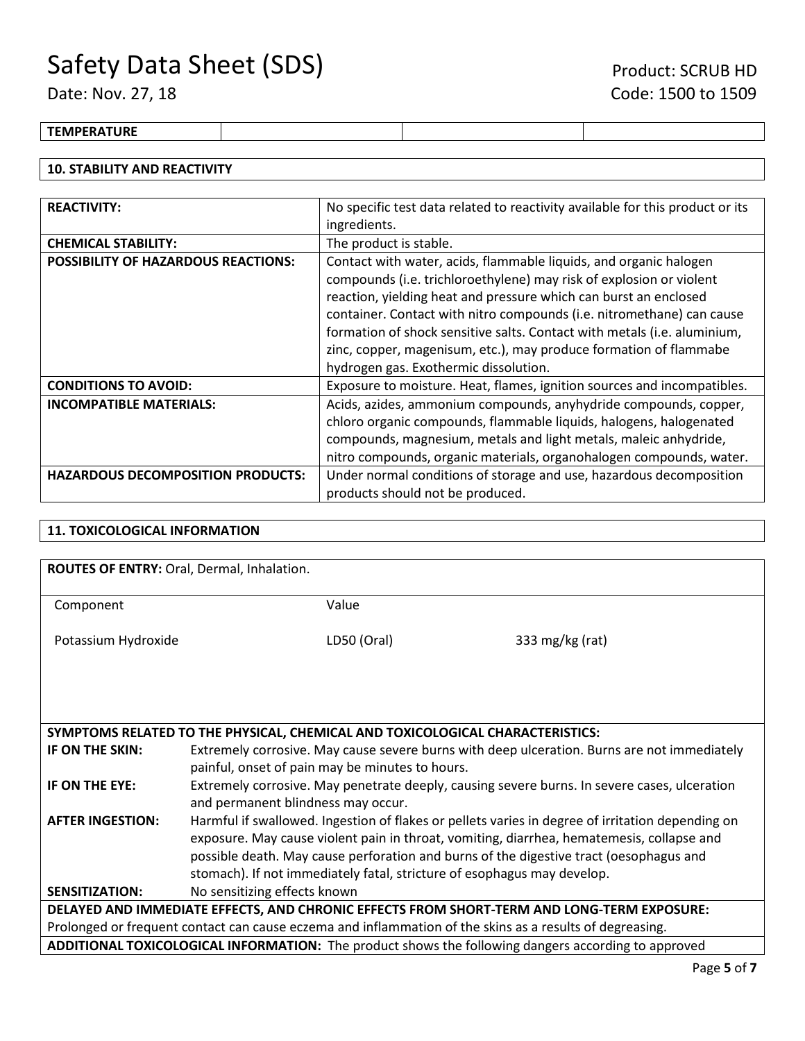| TEMPERATURE | | | |
|---|---|---|---|

## 10. STABILITY AND REACTIVITY

| | |
|---|---|
| **REACTIVITY:** | No specific test data related to reactivity available for this product or its ingredients. |
| **CHEMICAL STABILITY:** | The product is stable. |
| **POSSIBILITY OF HAZARDOUS REACTIONS:** | Contact with water, acids, flammable liquids, and organic halogen compounds (i.e. trichloroethylene) may risk of explosion or violent reaction, yielding heat and pressure which can burst an enclosed container. Contact with nitro compounds (i.e. nitromethane) can cause formation of shock sensitive salts. Contact with metals (i.e. aluminium, zinc, copper, magenisum, etc.), may produce formation of flammabe hydrogen gas. Exothermic dissolution. |
| **CONDITIONS TO AVOID:** | Exposure to moisture. Heat, flames, ignition sources and incompatibles. |
| **INCOMPATIBLE MATERIALS:** | Acids, azides, ammonium compounds, anyhydride compounds, copper, chloro organic compounds, flammable liquids, halogens, halogenated compounds, magnesium, metals and light metals, maleic anhydride, nitro compounds, organic materials, organohalogen compounds, water. |
| **HAZARDOUS DECOMPOSITION PRODUCTS:** | Under normal conditions of storage and use, hazardous decomposition products should not be produced. |

## 11. TOXICOLOGICAL INFORMATION

**ROUTES OF ENTRY:** Oral, Dermal, Inhalation.

| Component | Value | |
|---|---|---|
| Potassium Hydroxide | LD50 (Oral) | 333 mg/kg (rat) |

**SYMPTOMS RELATED TO THE PHYSICAL, CHEMICAL AND TOXICOLOGICAL CHARACTERISTICS:**

| | |
|---|---|
| **IF ON THE SKIN:** | Extremely corrosive. May cause severe burns with deep ulceration. Burns are not immediately painful, onset of pain may be minutes to hours. |
| **IF ON THE EYE:** | Extremely corrosive. May penetrate deeply, causing severe burns. In severe cases, ulceration and permanent blindness may occur. |
| **AFTER INGESTION:** | Harmful if swallowed. Ingestion of flakes or pellets varies in degree of irritation depending on exposure. May cause violent pain in throat, vomiting, diarrhea, hematemesis, collapse and possible death. May cause perforation and burns of the digestive tract (oesophagus and stomach). If not immediately fatal, stricture of esophagus may develop. |
| **SENSITIZATION:** | No sensitizing effects known |

**DELAYED AND IMMEDIATE EFFECTS, AND CHRONIC EFFECTS FROM SHORT-TERM AND LONG-TERM EXPOSURE:**
Prolonged or frequent contact can cause eczema and inflammation of the skins as a results of degreasing.

**ADDITIONAL TOXICOLOGICAL INFORMATION:** The product shows the following dangers according to approved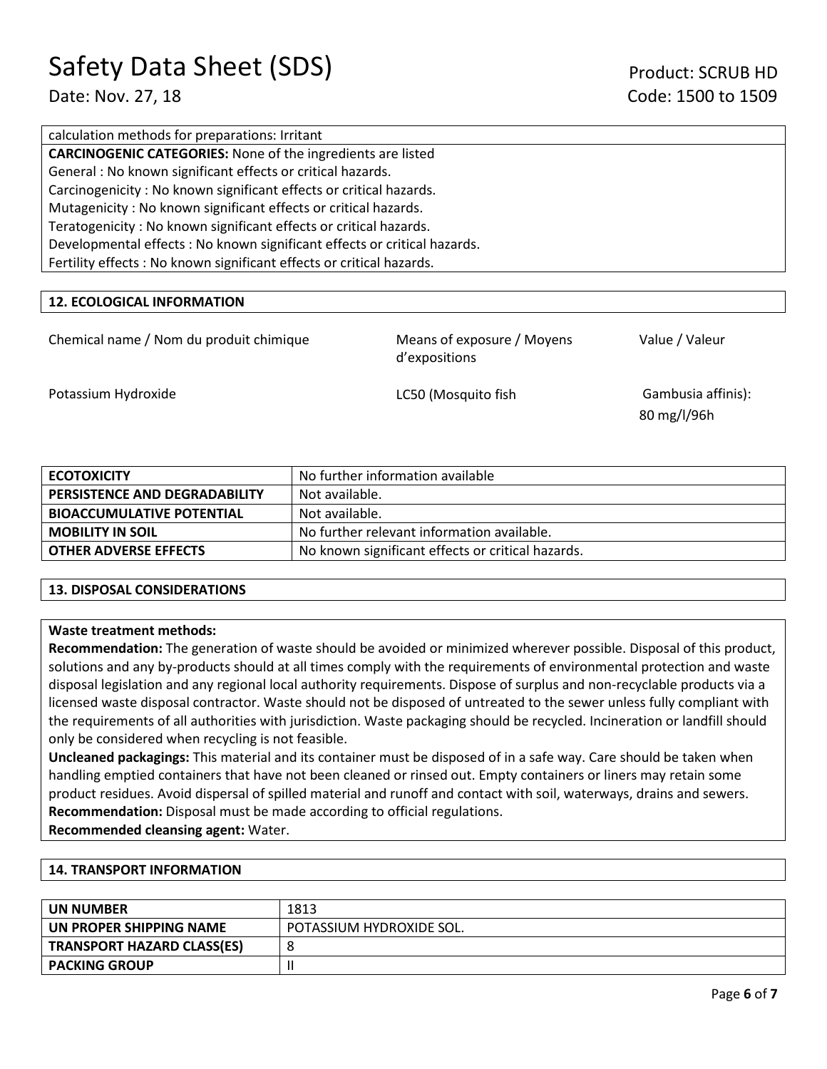calculation methods for preparations: Irritant

**CARCINOGENIC CATEGORIES:** None of the ingredients are listed

General : No known significant effects or critical hazards.

Carcinogenicity : No known significant effects or critical hazards.

Mutagenicity : No known significant effects or critical hazards.

Teratogenicity : No known significant effects or critical hazards.

Developmental effects : No known significant effects or critical hazards.

Fertility effects : No known significant effects or critical hazards.

## 12. ECOLOGICAL INFORMATION

| Chemical name / Nom du produit chimique | Means of exposure / Moyens d'expositions | Value / Valeur |
|---|---|---|
| Potassium Hydroxide | LC50 (Mosquito fish | Gambusia affinis): 80 mg/l/96h |

| | |
|---|---|
| **ECOTOXICITY** | No further information available |
| **PERSISTENCE AND DEGRADABILITY** | Not available. |
| **BIOACCUMULATIVE POTENTIAL** | Not available. |
| **MOBILITY IN SOIL** | No further relevant information available. |
| **OTHER ADVERSE EFFECTS** | No known significant effects or critical hazards. |

## 13. DISPOSAL CONSIDERATIONS

**Waste treatment methods:**

**Recommendation:** The generation of waste should be avoided or minimized wherever possible. Disposal of this product, solutions and any by-products should at all times comply with the requirements of environmental protection and waste disposal legislation and any regional local authority requirements. Dispose of surplus and non-recyclable products via a licensed waste disposal contractor. Waste should not be disposed of untreated to the sewer unless fully compliant with the requirements of all authorities with jurisdiction. Waste packaging should be recycled. Incineration or landfill should only be considered when recycling is not feasible.

**Uncleaned packagings:** This material and its container must be disposed of in a safe way. Care should be taken when handling emptied containers that have not been cleaned or rinsed out. Empty containers or liners may retain some product residues. Avoid dispersal of spilled material and runoff and contact with soil, waterways, drains and sewers.

**Recommendation:** Disposal must be made according to official regulations.

**Recommended cleansing agent:** Water.

## 14. TRANSPORT INFORMATION

| | |
|---|---|
| **UN NUMBER** | 1813 |
| **UN PROPER SHIPPING NAME** | POTASSIUM HYDROXIDE SOL. |
| **TRANSPORT HAZARD CLASS(ES)** | 8 |
| **PACKING GROUP** | II |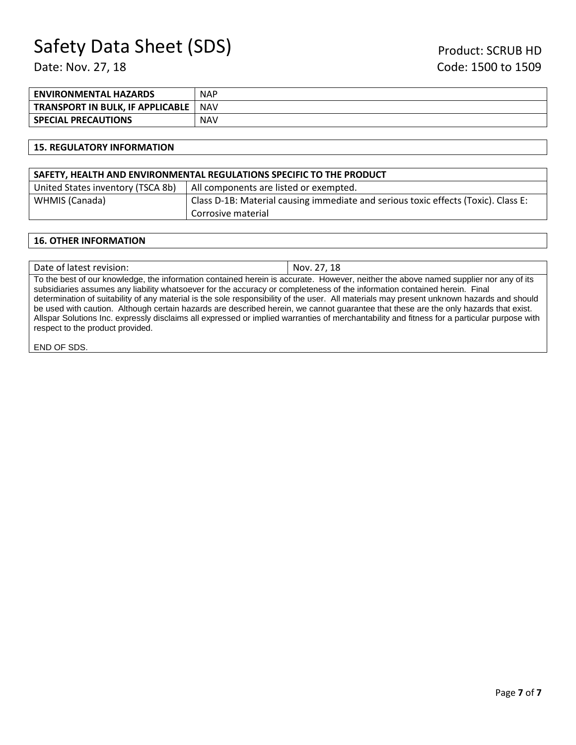| | |
|---|---|
| **ENVIRONMENTAL HAZARDS** | NAP |
| **TRANSPORT IN BULK, IF APPLICABLE** | NAV |
| **SPECIAL PRECAUTIONS** | NAV |

## 15. REGULATORY INFORMATION

| SAFETY, HEALTH AND ENVIRONMENTAL REGULATIONS SPECIFIC TO THE PRODUCT | |
|---|---|
| United States inventory (TSCA 8b) | All components are listed or exempted. |
| WHMIS (Canada) | Class D-1B: Material causing immediate and serious toxic effects (Toxic). Class E: Corrosive material |

## 16. OTHER INFORMATION

| | |
|---|---|
| Date of latest revision: | Nov. 27, 18 |

To the best of our knowledge, the information contained herein is accurate. However, neither the above named supplier nor any of its subsidiaries assumes any liability whatsoever for the accuracy or completeness of the information contained herein. Final determination of suitability of any material is the sole responsibility of the user. All materials may present unknown hazards and should be used with caution. Although certain hazards are described herein, we cannot guarantee that these are the only hazards that exist. Allspar Solutions Inc. expressly disclaims all expressed or implied warranties of merchantability and fitness for a particular purpose with respect to the product provided.

END OF SDS.